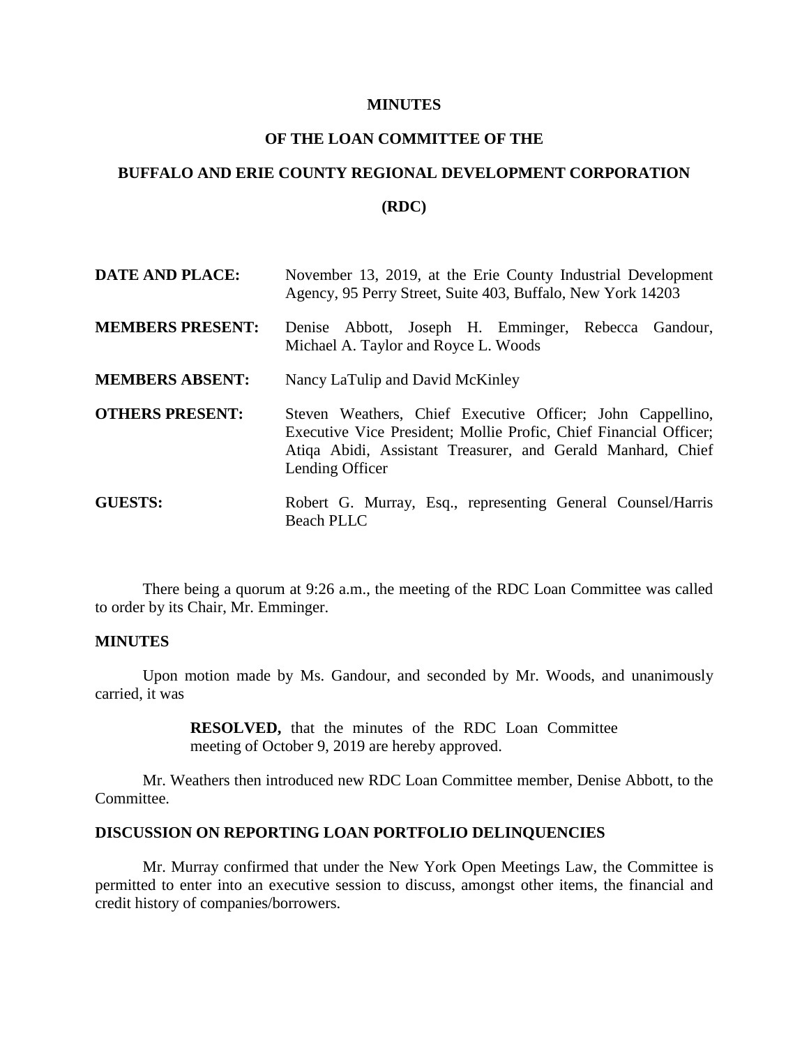# MINUTES

## OF THE LOAN COMMITTEE OF THE

## BUFFALO AND ERIE COUNTY REGIONAL DEVELOPMENT CORPORATION

## (RDC)

**DATE AND PLACE:** November 13, 2019, at the Erie County Industrial Development Agency, 95 Perry Street, Suite 403, Buffalo, New York 14203

**MEMBERS PRESENT:** Denise Abbott, Joseph H. Emminger, Rebecca Gandour, Michael A. Taylor and Royce L. Woods

**MEMBERS ABSENT:** Nancy LaTulip and David McKinley

**OTHERS PRESENT:** Steven Weathers, Chief Executive Officer; John Cappellino, Executive Vice President; Mollie Profic, Chief Financial Officer; Atiqa Abidi, Assistant Treasurer, and Gerald Manhard, Chief Lending Officer

**GUESTS:** Robert G. Murray, Esq., representing General Counsel/Harris Beach PLLC

There being a quorum at 9:26 a.m., the meeting of the RDC Loan Committee was called to order by its Chair, Mr. Emminger.

**MINUTES**

Upon motion made by Ms. Gandour, and seconded by Mr. Woods, and unanimously carried, it was

> **RESOLVED,** that the minutes of the RDC Loan Committee meeting of October 9, 2019 are hereby approved.

Mr. Weathers then introduced new RDC Loan Committee member, Denise Abbott, to the Committee.

**DISCUSSION ON REPORTING LOAN PORTFOLIO DELINQUENCIES**

Mr. Murray confirmed that under the New York Open Meetings Law, the Committee is permitted to enter into an executive session to discuss, amongst other items, the financial and credit history of companies/borrowers.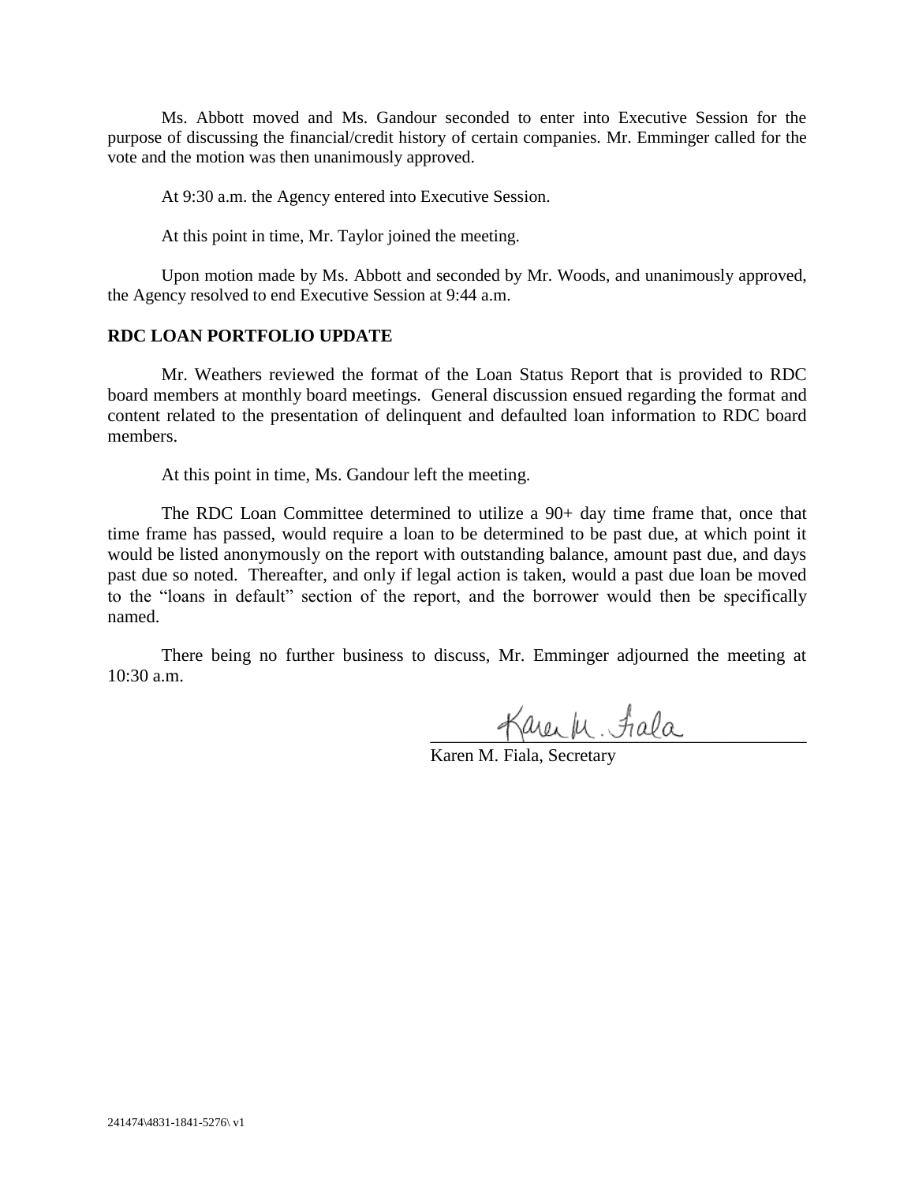Ms. Abbott moved and Ms. Gandour seconded to enter into Executive Session for the purpose of discussing the financial/credit history of certain companies. Mr. Emminger called for the vote and the motion was then unanimously approved.

At 9:30 a.m. the Agency entered into Executive Session.

At this point in time, Mr. Taylor joined the meeting.

Upon motion made by Ms. Abbott and seconded by Mr. Woods, and unanimously approved, the Agency resolved to end Executive Session at 9:44 a.m.

**RDC LOAN PORTFOLIO UPDATE**

Mr. Weathers reviewed the format of the Loan Status Report that is provided to RDC board members at monthly board meetings. General discussion ensued regarding the format and content related to the presentation of delinquent and defaulted loan information to RDC board members.

At this point in time, Ms. Gandour left the meeting.

The RDC Loan Committee determined to utilize a 90+ day time frame that, once that time frame has passed, would require a loan to be determined to be past due, at which point it would be listed anonymously on the report with outstanding balance, amount past due, and days past due so noted. Thereafter, and only if legal action is taken, would a past due loan be moved to the "loans in default" section of the report, and the borrower would then be specifically named.

There being no further business to discuss, Mr. Emminger adjourned the meeting at 10:30 a.m.

Karen M. Fiala

Karen M. Fiala, Secretary

241474\4831-1841-5276\ v1